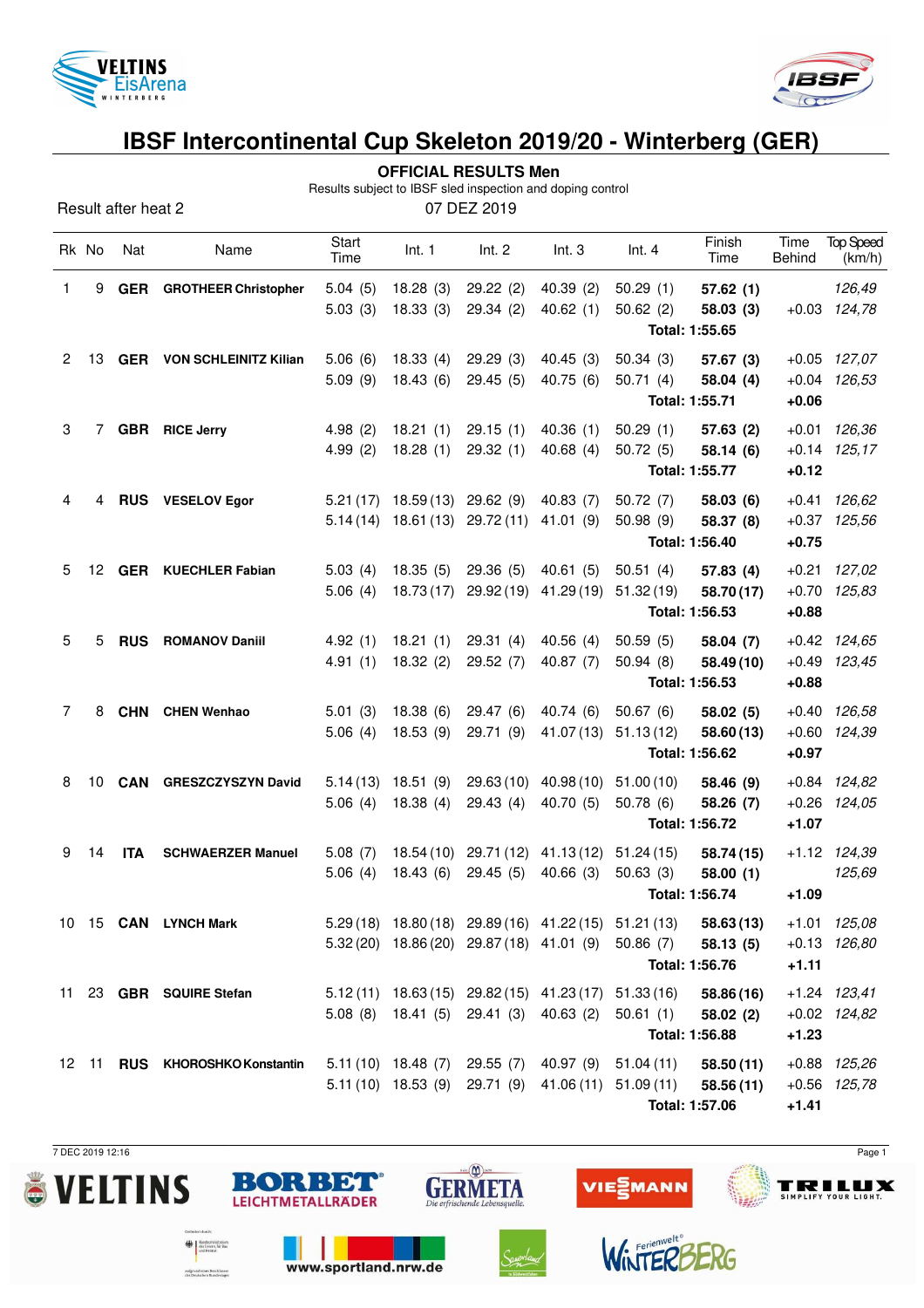# IBSF Intercontinental Cup Skeleton 2019/20 - Winterberg (GER)

**OFFICIAL RESULTS Men**

Results subject to IBSF sled inspection and doping control

Result after heat 2

07 DEZ 2019

| Rk | No | Nat | Name | Start Time | Int. 1 | Int. 2 | Int. 3 | Int. 4 | Finish Time | Time Behind | Top Speed (km/h) |
|---|---|---|---|---|---|---|---|---|---|---|---|
| 1 | 9 | **GER** | **GROTHEER Christopher** | 5.04 (5) | 18.28 (3) | 29.22 (2) | 40.39 (2) | 50.29 (1) | **57.62 (1)** | | *126,49* |
| | | | | 5.03 (3) | 18.33 (3) | 29.34 (2) | 40.62 (1) | 50.62 (2) | **58.03 (3)** | +0.03 | *124,78* |
| | | | | | | | | | **Total: 1:55.65** | | |
| 2 | 13 | **GER** | **VON SCHLEINITZ Kilian** | 5.06 (6) | 18.33 (4) | 29.29 (3) | 40.45 (3) | 50.34 (3) | **57.67 (3)** | +0.05 | *127,07* |
| | | | | 5.09 (9) | 18.43 (6) | 29.45 (5) | 40.75 (6) | 50.71 (4) | **58.04 (4)** | +0.04 | *126,53* |
| | | | | | | | | | **Total: 1:55.71** | **+0.06** | |
| 3 | 7 | **GBR** | **RICE Jerry** | 4.98 (2) | 18.21 (1) | 29.15 (1) | 40.36 (1) | 50.29 (1) | **57.63 (2)** | +0.01 | *126,36* |
| | | | | 4.99 (2) | 18.28 (1) | 29.32 (1) | 40.68 (4) | 50.72 (5) | **58.14 (6)** | +0.14 | *125,17* |
| | | | | | | | | | **Total: 1:55.77** | **+0.12** | |
| 4 | 4 | **RUS** | **VESELOV Egor** | 5.21 (17) | 18.59 (13) | 29.62 (9) | 40.83 (7) | 50.72 (7) | **58.03 (6)** | +0.41 | *126,62* |
| | | | | 5.14 (14) | 18.61 (13) | 29.72 (11) | 41.01 (9) | 50.98 (9) | **58.37 (8)** | +0.37 | *125,56* |
| | | | | | | | | | **Total: 1:56.40** | **+0.75** | |
| 5 | 12 | **GER** | **KUECHLER Fabian** | 5.03 (4) | 18.35 (5) | 29.36 (5) | 40.61 (5) | 50.51 (4) | **57.83 (4)** | +0.21 | *127,02* |
| | | | | 5.06 (4) | 18.73 (17) | 29.92 (19) | 41.29 (19) | 51.32 (19) | **58.70 (17)** | +0.70 | *125,83* |
| | | | | | | | | | **Total: 1:56.53** | **+0.88** | |
| 5 | 5 | **RUS** | **ROMANOV Daniil** | 4.92 (1) | 18.21 (1) | 29.31 (4) | 40.56 (4) | 50.59 (5) | **58.04 (7)** | +0.42 | *124,65* |
| | | | | 4.91 (1) | 18.32 (2) | 29.52 (7) | 40.87 (7) | 50.94 (8) | **58.49 (10)** | +0.49 | *123,45* |
| | | | | | | | | | **Total: 1:56.53** | **+0.88** | |
| 7 | 8 | **CHN** | **CHEN Wenhao** | 5.01 (3) | 18.38 (6) | 29.47 (6) | 40.74 (6) | 50.67 (6) | **58.02 (5)** | +0.40 | *126,58* |
| | | | | 5.06 (4) | 18.53 (9) | 29.71 (9) | 41.07 (13) | 51.13 (12) | **58.60 (13)** | +0.60 | *124,39* |
| | | | | | | | | | **Total: 1:56.62** | **+0.97** | |
| 8 | 10 | **CAN** | **GRESZCZYSZYN David** | 5.14 (13) | 18.51 (9) | 29.63 (10) | 40.98 (10) | 51.00 (10) | **58.46 (9)** | +0.84 | *124,82* |
| | | | | 5.06 (4) | 18.38 (4) | 29.43 (4) | 40.70 (5) | 50.78 (6) | **58.26 (7)** | +0.26 | *124,05* |
| | | | | | | | | | **Total: 1:56.72** | **+1.07** | |
| 9 | 14 | **ITA** | **SCHWAERZER Manuel** | 5.08 (7) | 18.54 (10) | 29.71 (12) | 41.13 (12) | 51.24 (15) | **58.74 (15)** | +1.12 | *124,39* |
| | | | | 5.06 (4) | 18.43 (6) | 29.45 (5) | 40.66 (3) | 50.63 (3) | **58.00 (1)** | | *125,69* |
| | | | | | | | | | **Total: 1:56.74** | **+1.09** | |
| 10 | 15 | **CAN** | **LYNCH Mark** | 5.29 (18) | 18.80 (18) | 29.89 (16) | 41.22 (15) | 51.21 (13) | **58.63 (13)** | +1.01 | *125,08* |
| | | | | 5.32 (20) | 18.86 (20) | 29.87 (18) | 41.01 (9) | 50.86 (7) | **58.13 (5)** | +0.13 | *126,80* |
| | | | | | | | | | **Total: 1:56.76** | **+1.11** | |
| 11 | 23 | **GBR** | **SQUIRE Stefan** | 5.12 (11) | 18.63 (15) | 29.82 (15) | 41.23 (17) | 51.33 (16) | **58.86 (16)** | +1.24 | *123,41* |
| | | | | 5.08 (8) | 18.41 (5) | 29.41 (3) | 40.63 (2) | 50.61 (1) | **58.02 (2)** | +0.02 | *124,82* |
| | | | | | | | | | **Total: 1:56.88** | **+1.23** | |
| 12 | 11 | **RUS** | **KHOROSHKO Konstantin** | 5.11 (10) | 18.48 (7) | 29.55 (7) | 40.97 (9) | 51.04 (11) | **58.50 (11)** | +0.88 | *125,26* |
| | | | | 5.11 (10) | 18.53 (9) | 29.71 (9) | 41.06 (11) | 51.09 (11) | **58.56 (11)** | +0.56 | *125,78* |
| | | | | | | | | | **Total: 1:57.06** | **+1.41** | |

7 DEC 2019 12:16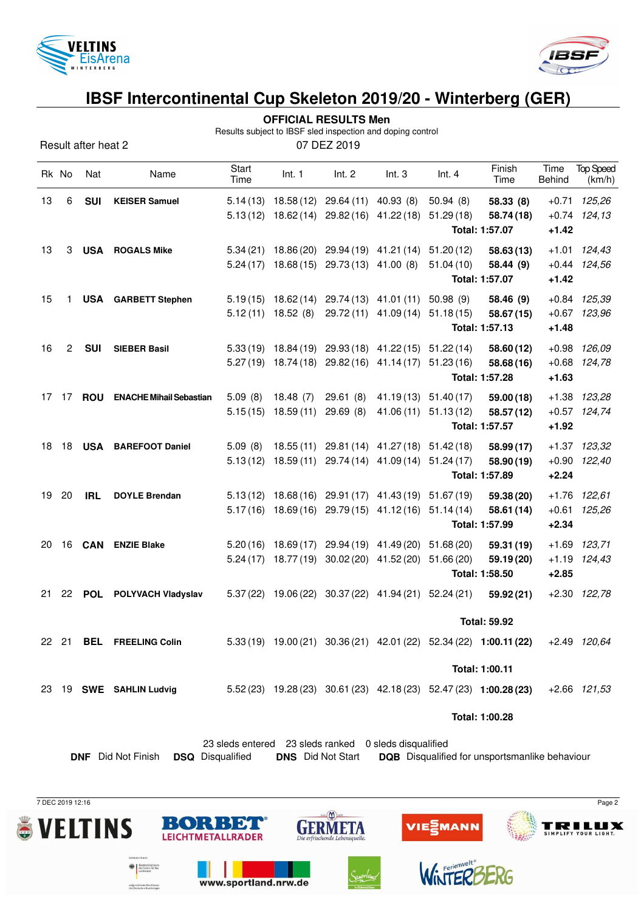# IBSF Intercontinental Cup Skeleton 2019/20 - Winterberg (GER)

**OFFICIAL RESULTS Men**

Results subject to IBSF sled inspection and doping control

Result after heat 2 — 07 DEZ 2019

| Rk | No | Nat | Name | Start Time | Int. 1 | Int. 2 | Int. 3 | Int. 4 | Finish Time | Time Behind | Top Speed (km/h) |
|---|---|---|---|---|---|---|---|---|---|---|---|
| 13 | 6 | **SUI** | **KEISER Samuel** | 5.14 (13) | 18.58 (12) | 29.64 (11) | 40.93 (8) | 50.94 (8) | **58.33 (8)** | +0.71 | *125,26* |
| | | | | 5.13 (12) | 18.62 (14) | 29.82 (16) | 41.22 (18) | 51.29 (18) | **58.74 (18)** | +0.74 | *124,13* |
| | | | | | | | | | **Total: 1:57.07** | **+1.42** | |
| 13 | 3 | **USA** | **ROGALS Mike** | 5.34 (21) | 18.86 (20) | 29.94 (19) | 41.21 (14) | 51.20 (12) | **58.63 (13)** | +1.01 | *124,43* |
| | | | | 5.24 (17) | 18.68 (15) | 29.73 (13) | 41.00 (8) | 51.04 (10) | **58.44 (9)** | +0.44 | *124,56* |
| | | | | | | | | | **Total: 1:57.07** | **+1.42** | |
| 15 | 1 | **USA** | **GARBETT Stephen** | 5.19 (15) | 18.62 (14) | 29.74 (13) | 41.01 (11) | 50.98 (9) | **58.46 (9)** | +0.84 | *125,39* |
| | | | | 5.12 (11) | 18.52 (8) | 29.72 (11) | 41.09 (14) | 51.18 (15) | **58.67 (15)** | +0.67 | *123,96* |
| | | | | | | | | | **Total: 1:57.13** | **+1.48** | |
| 16 | 2 | **SUI** | **SIEBER Basil** | 5.33 (19) | 18.84 (19) | 29.93 (18) | 41.22 (15) | 51.22 (14) | **58.60 (12)** | +0.98 | *126,09* |
| | | | | 5.27 (19) | 18.74 (18) | 29.82 (16) | 41.14 (17) | 51.23 (16) | **58.68 (16)** | +0.68 | *124,78* |
| | | | | | | | | | **Total: 1:57.28** | **+1.63** | |
| 17 | 17 | **ROU** | **ENACHE Mihail Sebastian** | 5.09 (8) | 18.48 (7) | 29.61 (8) | 41.19 (13) | 51.40 (17) | **59.00 (18)** | +1.38 | *123,28* |
| | | | | 5.15 (15) | 18.59 (11) | 29.69 (8) | 41.06 (11) | 51.13 (12) | **58.57 (12)** | +0.57 | *124,74* |
| | | | | | | | | | **Total: 1:57.57** | **+1.92** | |
| 18 | 18 | **USA** | **BAREFOOT Daniel** | 5.09 (8) | 18.55 (11) | 29.81 (14) | 41.27 (18) | 51.42 (18) | **58.99 (17)** | +1.37 | *123,32* |
| | | | | 5.13 (12) | 18.59 (11) | 29.74 (14) | 41.09 (14) | 51.24 (17) | **58.90 (19)** | +0.90 | *122,40* |
| | | | | | | | | | **Total: 1:57.89** | **+2.24** | |
| 19 | 20 | **IRL** | **DOYLE Brendan** | 5.13 (12) | 18.68 (16) | 29.91 (17) | 41.43 (19) | 51.67 (19) | **59.38 (20)** | +1.76 | *122,61* |
| | | | | 5.17 (16) | 18.69 (16) | 29.79 (15) | 41.12 (16) | 51.14 (14) | **58.61 (14)** | +0.61 | *125,26* |
| | | | | | | | | | **Total: 1:57.99** | **+2.34** | |
| 20 | 16 | **CAN** | **ENZIE Blake** | 5.20 (16) | 18.69 (17) | 29.94 (19) | 41.49 (20) | 51.68 (20) | **59.31 (19)** | +1.69 | *123,71* |
| | | | | 5.24 (17) | 18.77 (19) | 30.02 (20) | 41.52 (20) | 51.66 (20) | **59.19 (20)** | +1.19 | *124,43* |
| | | | | | | | | | **Total: 1:58.50** | **+2.85** | |
| 21 | 22 | **POL** | **POLYVACH Vladyslav** | 5.37 (22) | 19.06 (22) | 30.37 (22) | 41.94 (21) | 52.24 (21) | **59.92 (21)** | +2.30 | *122,78* |
| | | | | | | | | | **Total: 59.92** | | |
| 22 | 21 | **BEL** | **FREELING Colin** | 5.33 (19) | 19.00 (21) | 30.36 (21) | 42.01 (22) | 52.34 (22) | **1:00.11 (22)** | +2.49 | *120,64* |
| | | | | | | | | | **Total: 1:00.11** | | |
| 23 | 19 | **SWE** | **SAHLIN Ludvig** | 5.52 (23) | 19.28 (23) | 30.61 (23) | 42.18 (23) | 52.47 (23) | **1:00.28 (23)** | +2.66 | *121,53* |
| | | | | | | | | | **Total: 1:00.28** | | |

23 sleds entered — 23 sleds ranked — 0 sleds disqualified

**DNF** Did Not Finish **DSQ** Disqualified **DNS** Did Not Start **DQB** Disqualified for unsportsmanlike behaviour

7 DEC 2019 12:16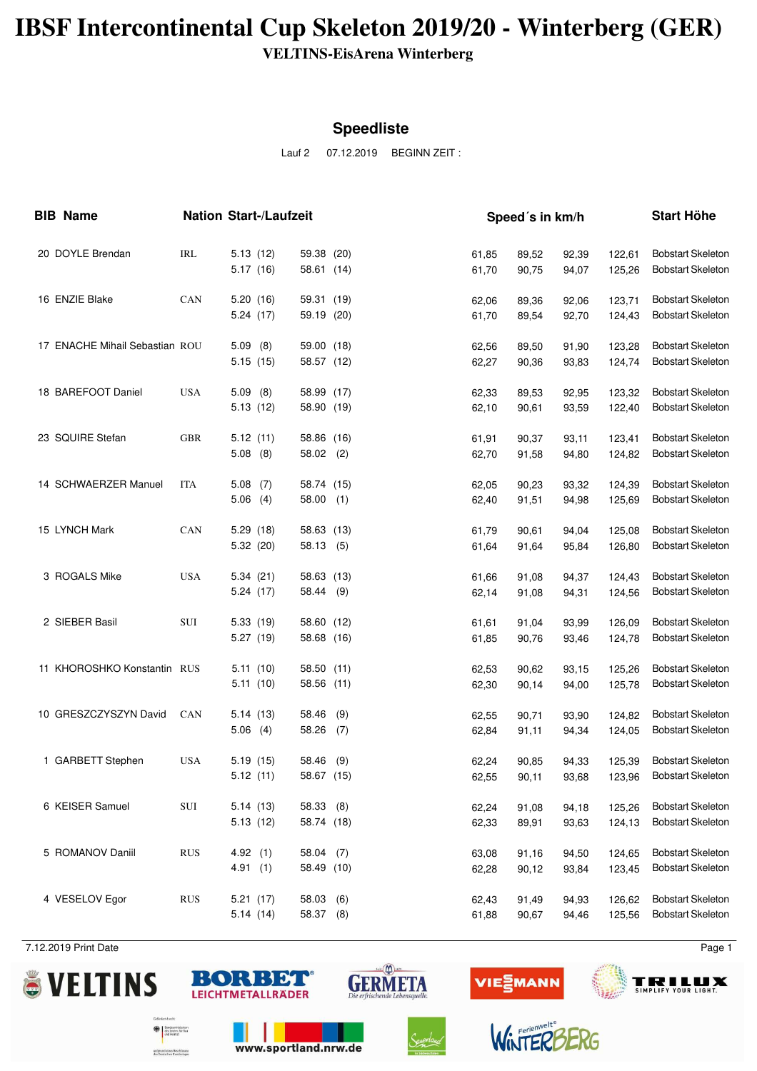# IBSF Intercontinental Cup Skeleton 2019/20 - Winterberg (GER)

**VELTINS-EisArena Winterberg**

## Speedliste

Lauf 2 07.12.2019 BEGINN ZEIT :

| BIB | Name | Nation | Start-/Laufzeit | | Speed´s in km/h | | | | Start Höhe |
|---|---|---|---|---|---|---|---|---|---|
| 20 | DOYLE Brendan | IRL | 5.13 (12) | 59.38 (20) | 61,85 | 89,52 | 92,39 | 122,61 | Bobstart Skeleton |
| | | | 5.17 (16) | 58.61 (14) | 61,70 | 90,75 | 94,07 | 125,26 | Bobstart Skeleton |
| 16 | ENZIE Blake | CAN | 5.20 (16) | 59.31 (19) | 62,06 | 89,36 | 92,06 | 123,71 | Bobstart Skeleton |
| | | | 5.24 (17) | 59.19 (20) | 61,70 | 89,54 | 92,70 | 124,43 | Bobstart Skeleton |
| 17 | ENACHE Mihail Sebastian | ROU | 5.09 (8) | 59.00 (18) | 62,56 | 89,50 | 91,90 | 123,28 | Bobstart Skeleton |
| | | | 5.15 (15) | 58.57 (12) | 62,27 | 90,36 | 93,83 | 124,74 | Bobstart Skeleton |
| 18 | BAREFOOT Daniel | USA | 5.09 (8) | 58.99 (17) | 62,33 | 89,53 | 92,95 | 123,32 | Bobstart Skeleton |
| | | | 5.13 (12) | 58.90 (19) | 62,10 | 90,61 | 93,59 | 122,40 | Bobstart Skeleton |
| 23 | SQUIRE Stefan | GBR | 5.12 (11) | 58.86 (16) | 61,91 | 90,37 | 93,11 | 123,41 | Bobstart Skeleton |
| | | | 5.08 (8) | 58.02 (2) | 62,70 | 91,58 | 94,80 | 124,82 | Bobstart Skeleton |
| 14 | SCHWAERZER Manuel | ITA | 5.08 (7) | 58.74 (15) | 62,05 | 90,23 | 93,32 | 124,39 | Bobstart Skeleton |
| | | | 5.06 (4) | 58.00 (1) | 62,40 | 91,51 | 94,98 | 125,69 | Bobstart Skeleton |
| 15 | LYNCH Mark | CAN | 5.29 (18) | 58.63 (13) | 61,79 | 90,61 | 94,04 | 125,08 | Bobstart Skeleton |
| | | | 5.32 (20) | 58.13 (5) | 61,64 | 91,64 | 95,84 | 126,80 | Bobstart Skeleton |
| 3 | ROGALS Mike | USA | 5.34 (21) | 58.63 (13) | 61,66 | 91,08 | 94,37 | 124,43 | Bobstart Skeleton |
| | | | 5.24 (17) | 58.44 (9) | 62,14 | 91,08 | 94,31 | 124,56 | Bobstart Skeleton |
| 2 | SIEBER Basil | SUI | 5.33 (19) | 58.60 (12) | 61,61 | 91,04 | 93,99 | 126,09 | Bobstart Skeleton |
| | | | 5.27 (19) | 58.68 (16) | 61,85 | 90,76 | 93,46 | 124,78 | Bobstart Skeleton |
| 11 | KHOROSHKO Konstantin | RUS | 5.11 (10) | 58.50 (11) | 62,53 | 90,62 | 93,15 | 125,26 | Bobstart Skeleton |
| | | | 5.11 (10) | 58.56 (11) | 62,30 | 90,14 | 94,00 | 125,78 | Bobstart Skeleton |
| 10 | GRESZCZYSZYN David | CAN | 5.14 (13) | 58.46 (9) | 62,55 | 90,71 | 93,90 | 124,82 | Bobstart Skeleton |
| | | | 5.06 (4) | 58.26 (7) | 62,84 | 91,11 | 94,34 | 124,05 | Bobstart Skeleton |
| 1 | GARBETT Stephen | USA | 5.19 (15) | 58.46 (9) | 62,24 | 90,85 | 94,33 | 125,39 | Bobstart Skeleton |
| | | | 5.12 (11) | 58.67 (15) | 62,55 | 90,11 | 93,68 | 123,96 | Bobstart Skeleton |
| 6 | KEISER Samuel | SUI | 5.14 (13) | 58.33 (8) | 62,24 | 91,08 | 94,18 | 125,26 | Bobstart Skeleton |
| | | | 5.13 (12) | 58.74 (18) | 62,33 | 89,91 | 93,63 | 124,13 | Bobstart Skeleton |
| 5 | ROMANOV Daniil | RUS | 4.92 (1) | 58.04 (7) | 63,08 | 91,16 | 94,50 | 124,65 | Bobstart Skeleton |
| | | | 4.91 (1) | 58.49 (10) | 62,28 | 90,12 | 93,84 | 123,45 | Bobstart Skeleton |
| 4 | VESELOV Egor | RUS | 5.21 (17) | 58.03 (6) | 62,43 | 91,49 | 94,93 | 126,62 | Bobstart Skeleton |
| | | | 5.14 (14) | 58.37 (8) | 61,88 | 90,67 | 94,46 | 125,56 | Bobstart Skeleton |

7.12.2019 Print Date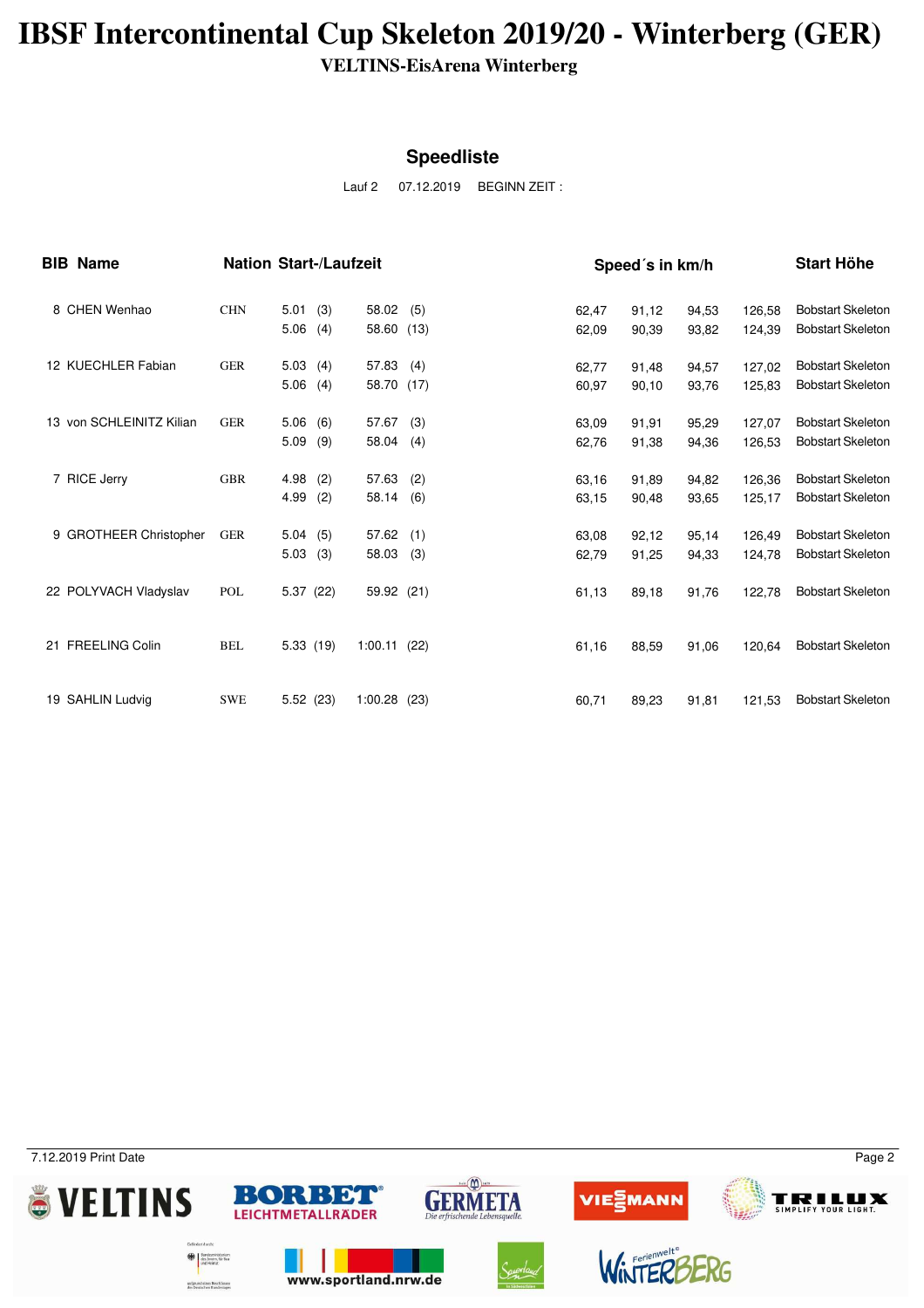# IBSF Intercontinental Cup Skeleton 2019/20 - Winterberg (GER)

**VELTINS-EisArena Winterberg**

## Speedliste

Lauf 2    07.12.2019    BEGINN ZEIT :

| BIB | Name | Nation | Start-/Laufzeit | | Speed´s in km/h | | | | Start Höhe |
|---|---|---|---|---|---|---|---|---|---|
| 8 | CHEN Wenhao | CHN | 5.01 (3) | 58.02 (5) | 62,47 | 91,12 | 94,53 | 126,58 | Bobstart Skeleton |
| | | | 5.06 (4) | 58.60 (13) | 62,09 | 90,39 | 93,82 | 124,39 | Bobstart Skeleton |
| 12 | KUECHLER Fabian | GER | 5.03 (4) | 57.83 (4) | 62,77 | 91,48 | 94,57 | 127,02 | Bobstart Skeleton |
| | | | 5.06 (4) | 58.70 (17) | 60,97 | 90,10 | 93,76 | 125,83 | Bobstart Skeleton |
| 13 | von SCHLEINITZ Kilian | GER | 5.06 (6) | 57.67 (3) | 63,09 | 91,91 | 95,29 | 127,07 | Bobstart Skeleton |
| | | | 5.09 (9) | 58.04 (4) | 62,76 | 91,38 | 94,36 | 126,53 | Bobstart Skeleton |
| 7 | RICE Jerry | GBR | 4.98 (2) | 57.63 (2) | 63,16 | 91,89 | 94,82 | 126,36 | Bobstart Skeleton |
| | | | 4.99 (2) | 58.14 (6) | 63,15 | 90,48 | 93,65 | 125,17 | Bobstart Skeleton |
| 9 | GROTHEER Christopher | GER | 5.04 (5) | 57.62 (1) | 63,08 | 92,12 | 95,14 | 126,49 | Bobstart Skeleton |
| | | | 5.03 (3) | 58.03 (3) | 62,79 | 91,25 | 94,33 | 124,78 | Bobstart Skeleton |
| 22 | POLYVACH Vladyslav | POL | 5.37 (22) | 59.92 (21) | 61,13 | 89,18 | 91,76 | 122,78 | Bobstart Skeleton |
| 21 | FREELING Colin | BEL | 5.33 (19) | 1:00.11 (22) | 61,16 | 88,59 | 91,06 | 120,64 | Bobstart Skeleton |
| 19 | SAHLIN Ludvig | SWE | 5.52 (23) | 1:00.28 (23) | 60,71 | 89,23 | 91,81 | 121,53 | Bobstart Skeleton |

7.12.2019 Print Date